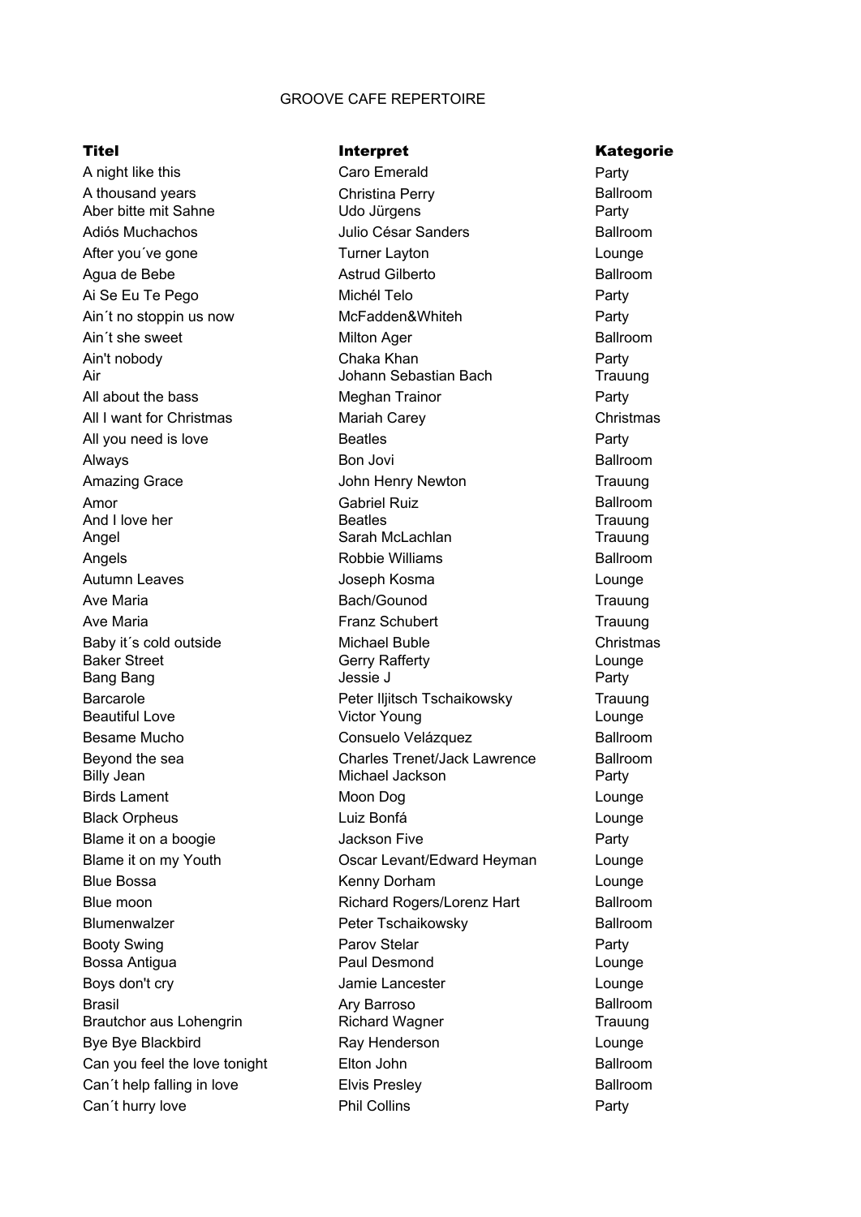# GROOVE CAFE REPERTOIRE

| Titel | Interpret | Kategorie |
|---|---|---|
| A night like this | Caro Emerald | Party |
| A thousand years | Christina Perry | Ballroom |
| Aber bitte mit Sahne | Udo Jürgens | Party |
| Adiós Muchachos | Julio César Sanders | Ballroom |
| After you´ve gone | Turner Layton | Lounge |
| Agua de Bebe | Astrud Gilberto | Ballroom |
| Ai Se Eu Te Pego | Michél Telo | Party |
| Ain´t no stoppin us now | McFadden&Whiteh | Party |
| Ain´t she sweet | Milton Ager | Ballroom |
| Ain't nobody | Chaka Khan | Party |
| Air | Johann Sebastian Bach | Trauung |
| All about the bass | Meghan Trainor | Party |
| All I want for Christmas | Mariah Carey | Christmas |
| All you need is love | Beatles | Party |
| Always | Bon Jovi | Ballroom |
| Amazing Grace | John Henry Newton | Trauung |
| Amor | Gabriel Ruiz | Ballroom |
| And I love her | Beatles | Trauung |
| Angel | Sarah McLachlan | Trauung |
| Angels | Robbie Williams | Ballroom |
| Autumn Leaves | Joseph Kosma | Lounge |
| Ave Maria | Bach/Gounod | Trauung |
| Ave Maria | Franz Schubert | Trauung |
| Baby it´s cold outside | Michael Buble | Christmas |
| Baker Street | Gerry Rafferty | Lounge |
| Bang Bang | Jessie J | Party |
| Barcarole | Peter Iljitsch Tschaikowsky | Trauung |
| Beautiful Love | Victor Young | Lounge |
| Besame Mucho | Consuelo Velázquez | Ballroom |
| Beyond the sea | Charles Trenet/Jack Lawrence | Ballroom |
| Billy Jean | Michael Jackson | Party |
| Birds Lament | Moon Dog | Lounge |
| Black Orpheus | Luiz Bonfá | Lounge |
| Blame it on a boogie | Jackson Five | Party |
| Blame it on my Youth | Oscar Levant/Edward Heyman | Lounge |
| Blue Bossa | Kenny Dorham | Lounge |
| Blue moon | Richard Rogers/Lorenz Hart | Ballroom |
| Blumenwalzer | Peter Tschaikowsky | Ballroom |
| Booty Swing | Parov Stelar | Party |
| Bossa Antigua | Paul Desmond | Lounge |
| Boys don't cry | Jamie Lancester | Lounge |
| Brasil | Ary Barroso | Ballroom |
| Brautchor aus Lohengrin | Richard Wagner | Trauung |
| Bye Bye Blackbird | Ray Henderson | Lounge |
| Can you feel the love tonight | Elton John | Ballroom |
| Can´t help falling in love | Elvis Presley | Ballroom |
| Can´t hurry love | Phil Collins | Party |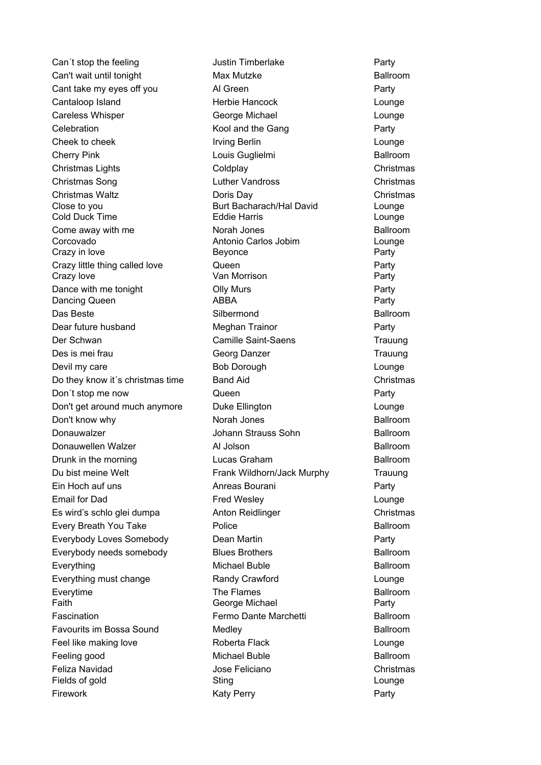| | | |
|---|---|---|
| Can´t stop the feeling | Justin Timberlake | Party |
| Can't wait until tonight | Max Mutzke | Ballroom |
| Cant take my eyes off you | Al Green | Party |
| Cantaloop Island | Herbie Hancock | Lounge |
| Careless Whisper | George Michael | Lounge |
| Celebration | Kool and the Gang | Party |
| Cheek to cheek | Irving Berlin | Lounge |
| Cherry Pink | Louis Guglielmi | Ballroom |
| Christmas Lights | Coldplay | Christmas |
| Christmas Song | Luther Vandross | Christmas |
| Christmas Waltz | Doris Day | Christmas |
| Close to you | Burt Bacharach/Hal David | Lounge |
| Cold Duck Time | Eddie Harris | Lounge |
| Come away with me | Norah Jones | Ballroom |
| Corcovado | Antonio Carlos Jobim | Lounge |
| Crazy in love | Beyonce | Party |
| Crazy little thing called love | Queen | Party |
| Crazy love | Van Morrison | Party |
| Dance with me tonight | Olly Murs | Party |
| Dancing Queen | ABBA | Party |
| Das Beste | Silbermond | Ballroom |
| Dear future husband | Meghan Trainor | Party |
| Der Schwan | Camille Saint-Saens | Trauung |
| Des is mei frau | Georg Danzer | Trauung |
| Devil my care | Bob Dorough | Lounge |
| Do they know it´s christmas time | Band Aid | Christmas |
| Don´t stop me now | Queen | Party |
| Don't get around much anymore | Duke Ellington | Lounge |
| Don't know why | Norah Jones | Ballroom |
| Donauwalzer | Johann Strauss Sohn | Ballroom |
| Donauwellen Walzer | Al Jolson | Ballroom |
| Drunk in the morning | Lucas Graham | Ballroom |
| Du bist meine Welt | Frank Wildhorn/Jack Murphy | Trauung |
| Ein Hoch auf uns | Anreas Bourani | Party |
| Email for Dad | Fred Wesley | Lounge |
| Es wird's schlo glei dumpa | Anton Reidlinger | Christmas |
| Every Breath You Take | Police | Ballroom |
| Everybody Loves Somebody | Dean Martin | Party |
| Everybody needs somebody | Blues Brothers | Ballroom |
| Everything | Michael Buble | Ballroom |
| Everything must change | Randy Crawford | Lounge |
| Everytime | The Flames | Ballroom |
| Faith | George Michael | Party |
| Fascination | Fermo Dante Marchetti | Ballroom |
| Favourits im Bossa Sound | Medley | Ballroom |
| Feel like making love | Roberta Flack | Lounge |
| Feeling good | Michael Buble | Ballroom |
| Feliza Navidad | Jose Feliciano | Christmas |
| Fields of gold | Sting | Lounge |
| Firework | Katy Perry | Party |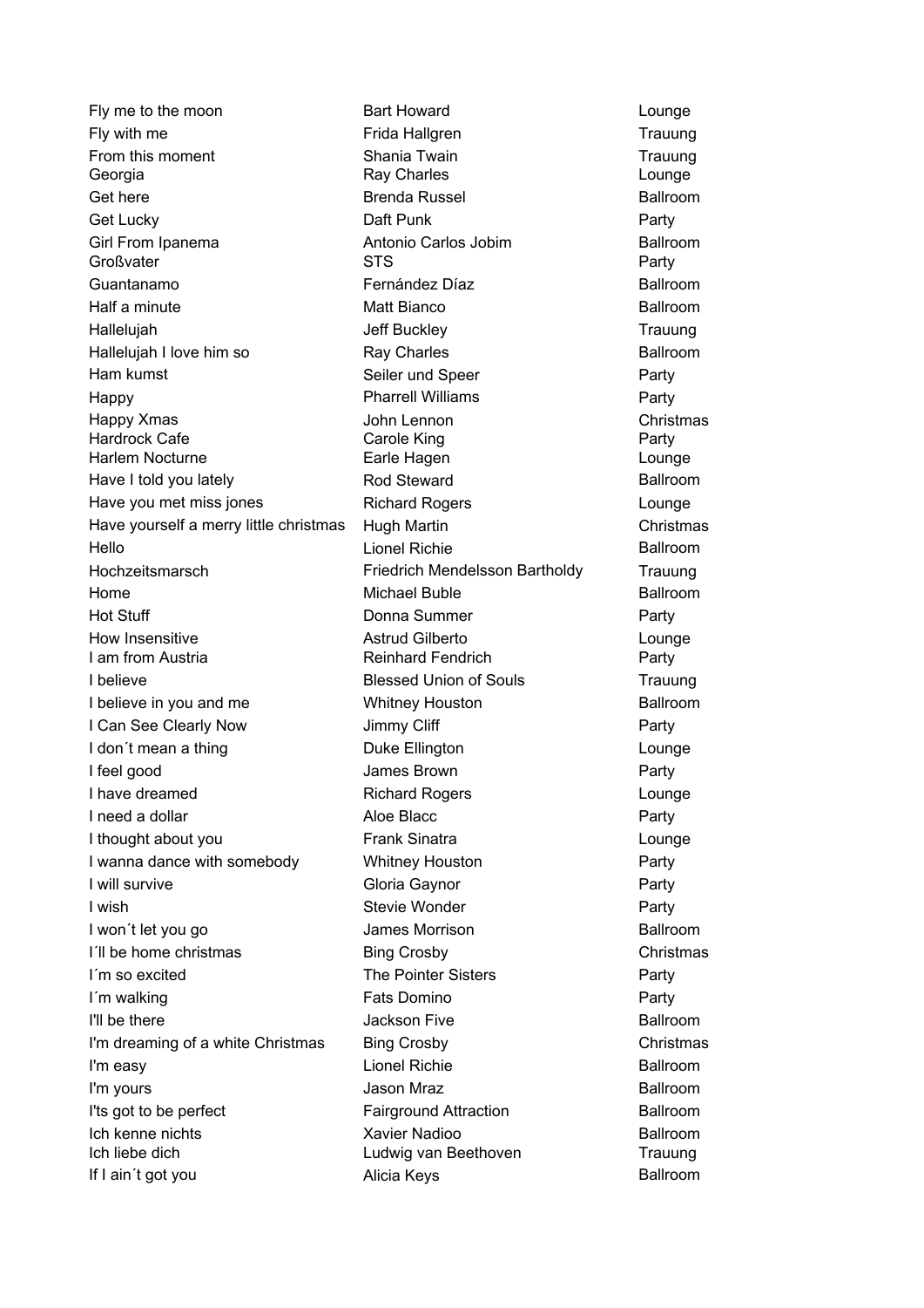| | | |
|---|---|---|
| Fly me to the moon | Bart Howard | Lounge |
| Fly with me | Frida Hallgren | Trauung |
| From this moment | Shania Twain | Trauung |
| Georgia | Ray Charles | Lounge |
| Get here | Brenda Russel | Ballroom |
| Get Lucky | Daft Punk | Party |
| Girl From Ipanema | Antonio Carlos Jobim | Ballroom |
| Großvater | STS | Party |
| Guantanamo | Fernández Díaz | Ballroom |
| Half a minute | Matt Bianco | Ballroom |
| Hallelujah | Jeff Buckley | Trauung |
| Hallelujah I love him so | Ray Charles | Ballroom |
| Ham kumst | Seiler und Speer | Party |
| Happy | Pharrell Williams | Party |
| Happy Xmas | John Lennon | Christmas |
| Hardrock Cafe | Carole King | Party |
| Harlem Nocturne | Earle Hagen | Lounge |
| Have I told you lately | Rod Steward | Ballroom |
| Have you met miss jones | Richard Rogers | Lounge |
| Have yourself a merry little christmas | Hugh Martin | Christmas |
| Hello | Lionel Richie | Ballroom |
| Hochzeitsmarsch | Friedrich Mendelsson Bartholdy | Trauung |
| Home | Michael Buble | Ballroom |
| Hot Stuff | Donna Summer | Party |
| How Insensitive | Astrud Gilberto | Lounge |
| I am from Austria | Reinhard Fendrich | Party |
| I believe | Blessed Union of Souls | Trauung |
| I believe in you and me | Whitney Houston | Ballroom |
| I Can See Clearly Now | Jimmy Cliff | Party |
| I don´t mean a thing | Duke Ellington | Lounge |
| I feel good | James Brown | Party |
| I have dreamed | Richard Rogers | Lounge |
| I need a dollar | Aloe Blacc | Party |
| I thought about you | Frank Sinatra | Lounge |
| I wanna dance with somebody | Whitney Houston | Party |
| I will survive | Gloria Gaynor | Party |
| I wish | Stevie Wonder | Party |
| I won´t let you go | James Morrison | Ballroom |
| I´ll be home christmas | Bing Crosby | Christmas |
| I´m so excited | The Pointer Sisters | Party |
| I´m walking | Fats Domino | Party |
| I'll be there | Jackson Five | Ballroom |
| I'm dreaming of a white Christmas | Bing Crosby | Christmas |
| I'm easy | Lionel Richie | Ballroom |
| I'm yours | Jason Mraz | Ballroom |
| I'ts got to be perfect | Fairground Attraction | Ballroom |
| Ich kenne nichts | Xavier Nadioo | Ballroom |
| Ich liebe dich | Ludwig van Beethoven | Trauung |
| If I ain´t got you | Alicia Keys | Ballroom |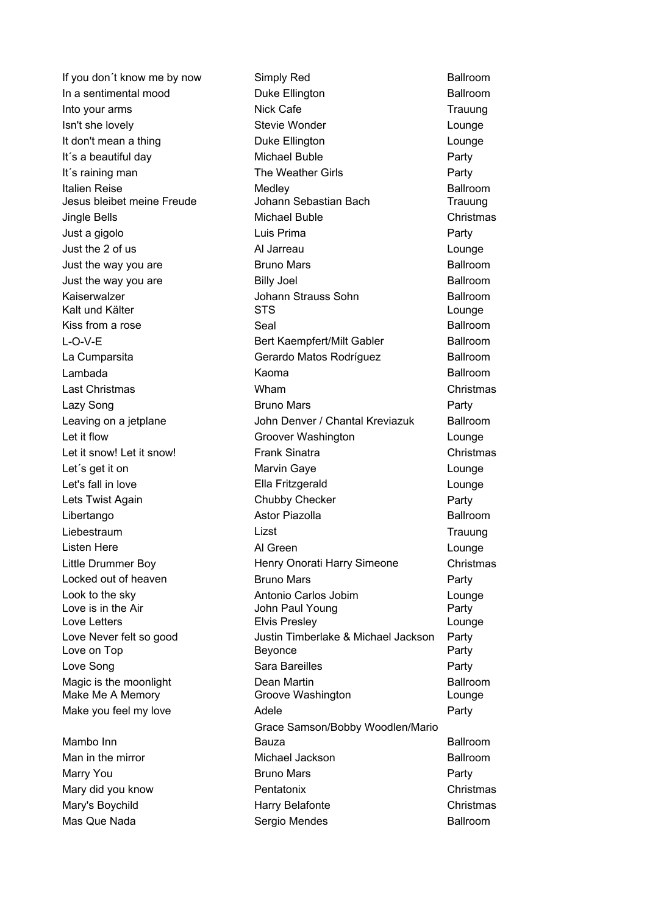| | | |
|---|---|---|
| If you don´t know me by now | Simply Red | Ballroom |
| In a sentimental mood | Duke Ellington | Ballroom |
| Into your arms | Nick Cafe | Trauung |
| Isn't she lovely | Stevie Wonder | Lounge |
| It don't mean a thing | Duke Ellington | Lounge |
| It´s a beautiful day | Michael Buble | Party |
| It´s raining man | The Weather Girls | Party |
| Italien Reise | Medley | Ballroom |
| Jesus bleibet meine Freude | Johann Sebastian Bach | Trauung |
| Jingle Bells | Michael Buble | Christmas |
| Just a gigolo | Luis Prima | Party |
| Just the 2 of us | Al Jarreau | Lounge |
| Just the way you are | Bruno Mars | Ballroom |
| Just the way you are | Billy Joel | Ballroom |
| Kaiserwalzer | Johann Strauss Sohn | Ballroom |
| Kalt und Kälter | STS | Lounge |
| Kiss from a rose | Seal | Ballroom |
| L-O-V-E | Bert Kaempfert/Milt Gabler | Ballroom |
| La Cumparsita | Gerardo Matos Rodríguez | Ballroom |
| Lambada | Kaoma | Ballroom |
| Last Christmas | Wham | Christmas |
| Lazy Song | Bruno Mars | Party |
| Leaving on a jetplane | John Denver / Chantal Kreviazuk | Ballroom |
| Let it flow | Groover Washington | Lounge |
| Let it snow! Let it snow! | Frank Sinatra | Christmas |
| Let´s get it on | Marvin Gaye | Lounge |
| Let's fall in love | Ella Fritzgerald | Lounge |
| Lets Twist Again | Chubby Checker | Party |
| Libertango | Astor Piazolla | Ballroom |
| Liebestraum | Lizst | Trauung |
| Listen Here | Al Green | Lounge |
| Little Drummer Boy | Henry Onorati Harry Simeone | Christmas |
| Locked out of heaven | Bruno Mars | Party |
| Look to the sky | Antonio Carlos Jobim | Lounge |
| Love is in the Air | John Paul Young | Party |
| Love Letters | Elvis Presley | Lounge |
| Love Never felt so good | Justin Timberlake & Michael Jackson | Party |
| Love on Top | Beyonce | Party |
| Love Song | Sara Bareilles | Party |
| Magic is the moonlight | Dean Martin | Ballroom |
| Make Me A Memory | Groove Washington | Lounge |
| Make you feel my love | Adele | Party |
| Mambo Inn | Grace Samson/Bobby Woodlen/Mario Bauza | Ballroom |
| Man in the mirror | Michael Jackson | Ballroom |
| Marry You | Bruno Mars | Party |
| Mary did you know | Pentatonix | Christmas |
| Mary's Boychild | Harry Belafonte | Christmas |
| Mas Que Nada | Sergio Mendes | Ballroom |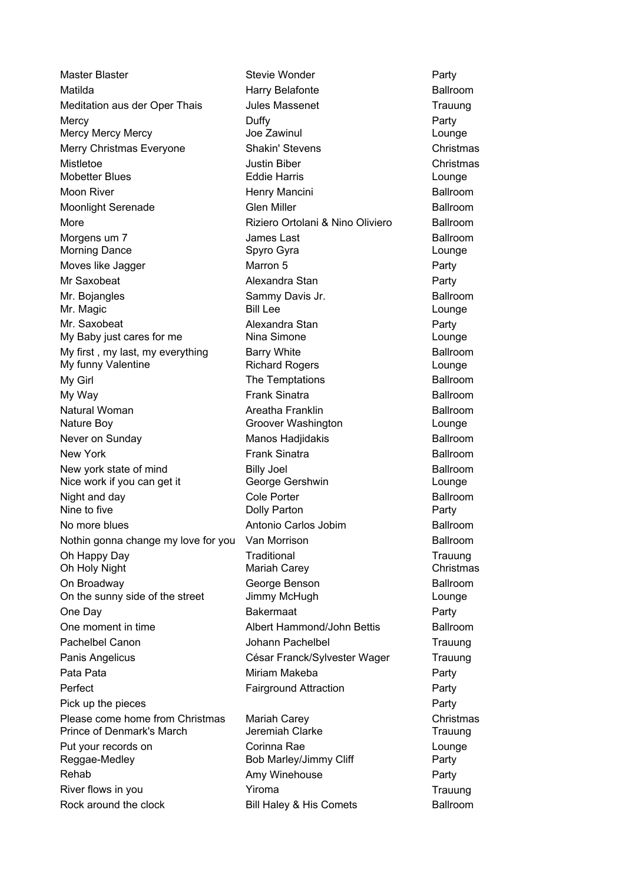| | | |
|---|---|---|
| Master Blaster | Stevie Wonder | Party |
| Matilda | Harry Belafonte | Ballroom |
| Meditation aus der Oper Thais | Jules Massenet | Trauung |
| Mercy | Duffy | Party |
| Mercy Mercy Mercy | Joe Zawinul | Lounge |
| Merry Christmas Everyone | Shakin' Stevens | Christmas |
| Mistletoe | Justin Biber | Christmas |
| Mobetter Blues | Eddie Harris | Lounge |
| Moon River | Henry Mancini | Ballroom |
| Moonlight Serenade | Glen Miller | Ballroom |
| More | Riziero Ortolani & Nino Oliviero | Ballroom |
| Morgens um 7 | James Last | Ballroom |
| Morning Dance | Spyro Gyra | Lounge |
| Moves like Jagger | Marron 5 | Party |
| Mr Saxobeat | Alexandra Stan | Party |
| Mr. Bojangles | Sammy Davis Jr. | Ballroom |
| Mr. Magic | Bill Lee | Lounge |
| Mr. Saxobeat | Alexandra Stan | Party |
| My Baby just cares for me | Nina Simone | Lounge |
| My first , my last, my everything | Barry White | Ballroom |
| My funny Valentine | Richard Rogers | Lounge |
| My Girl | The Temptations | Ballroom |
| My Way | Frank Sinatra | Ballroom |
| Natural Woman | Areatha Franklin | Ballroom |
| Nature Boy | Groover Washington | Lounge |
| Never on Sunday | Manos Hadjidakis | Ballroom |
| New York | Frank Sinatra | Ballroom |
| New york state of mind | Billy Joel | Ballroom |
| Nice work if you can get it | George Gershwin | Lounge |
| Night and day | Cole Porter | Ballroom |
| Nine to five | Dolly Parton | Party |
| No more blues | Antonio Carlos Jobim | Ballroom |
| Nothin gonna change my love for you | Van Morrison | Ballroom |
| Oh Happy Day | Traditional | Trauung |
| Oh Holy Night | Mariah Carey | Christmas |
| On Broadway | George Benson | Ballroom |
| On the sunny side of the street | Jimmy McHugh | Lounge |
| One Day | Bakermaat | Party |
| One moment in time | Albert Hammond/John Bettis | Ballroom |
| Pachelbel Canon | Johann Pachelbel | Trauung |
| Panis Angelicus | César Franck/Sylvester Wager | Trauung |
| Pata Pata | Miriam Makeba | Party |
| Perfect | Fairground Attraction | Party |
| Pick up the pieces | | Party |
| Please come home from Christmas | Mariah Carey | Christmas |
| Prince of Denmark's March | Jeremiah Clarke | Trauung |
| Put your records on | Corinna Rae | Lounge |
| Reggae-Medley | Bob Marley/Jimmy Cliff | Party |
| Rehab | Amy Winehouse | Party |
| River flows in you | Yiroma | Trauung |
| Rock around the clock | Bill Haley & His Comets | Ballroom |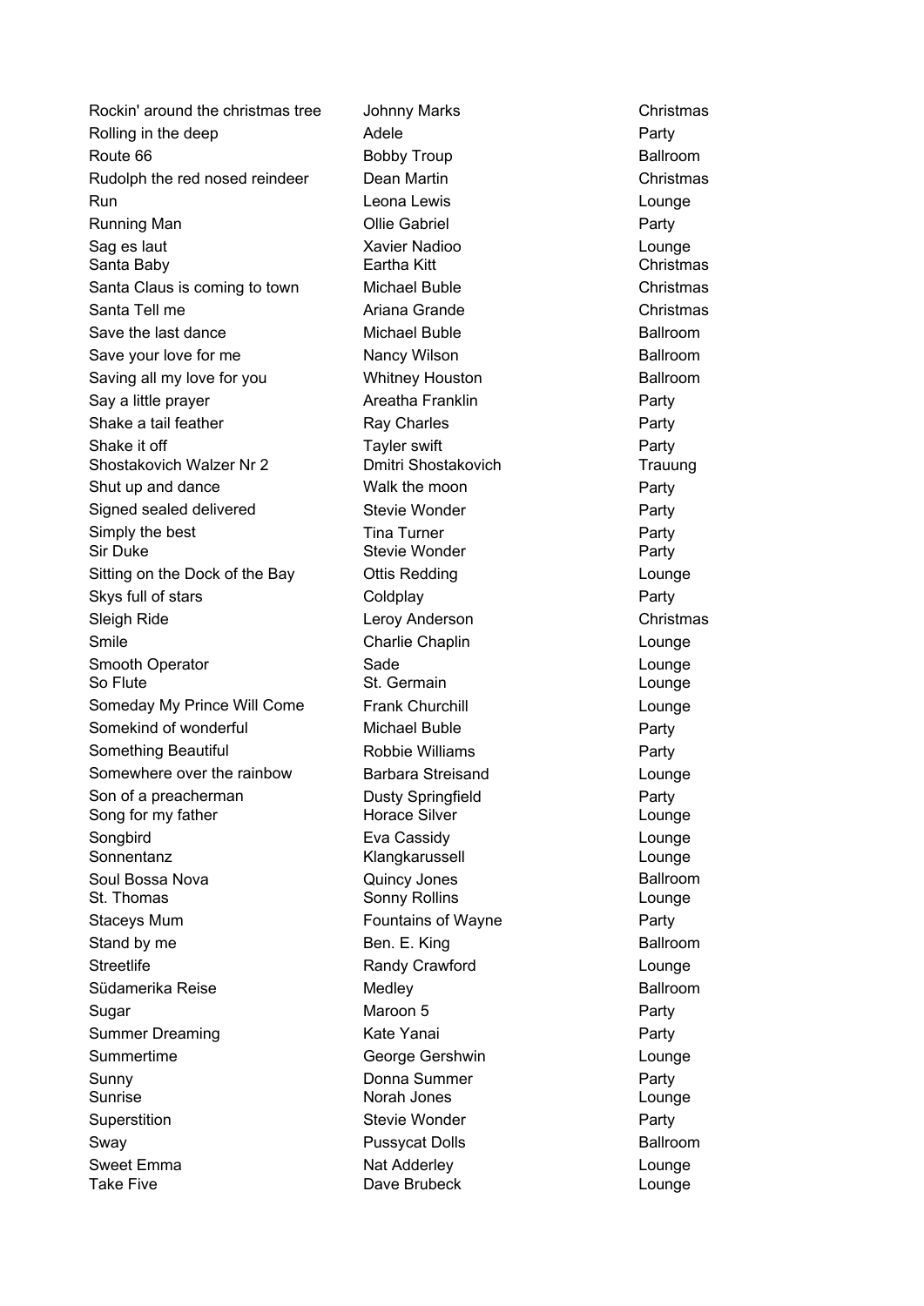| | | |
|---|---|---|
| Rockin' around the christmas tree | Johnny Marks | Christmas |
| Rolling in the deep | Adele | Party |
| Route 66 | Bobby Troup | Ballroom |
| Rudolph the red nosed reindeer | Dean Martin | Christmas |
| Run | Leona Lewis | Lounge |
| Running Man | Ollie Gabriel | Party |
| Sag es laut | Xavier Nadioo | Lounge |
| Santa Baby | Eartha Kitt | Christmas |
| Santa Claus is coming to town | Michael Buble | Christmas |
| Santa Tell me | Ariana Grande | Christmas |
| Save the last dance | Michael Buble | Ballroom |
| Save your love for me | Nancy Wilson | Ballroom |
| Saving all my love for you | Whitney Houston | Ballroom |
| Say a little prayer | Areatha Franklin | Party |
| Shake a tail feather | Ray Charles | Party |
| Shake it off | Tayler swift | Party |
| Shostakovich Walzer Nr 2 | Dmitri Shostakovich | Trauung |
| Shut up and dance | Walk the moon | Party |
| Signed sealed delivered | Stevie Wonder | Party |
| Simply the best | Tina Turner | Party |
| Sir Duke | Stevie Wonder | Party |
| Sitting on the Dock of the Bay | Ottis Redding | Lounge |
| Skys full of stars | Coldplay | Party |
| Sleigh Ride | Leroy Anderson | Christmas |
| Smile | Charlie Chaplin | Lounge |
| Smooth Operator | Sade | Lounge |
| So Flute | St. Germain | Lounge |
| Someday My Prince Will Come | Frank Churchill | Lounge |
| Somekind of wonderful | Michael Buble | Party |
| Something Beautiful | Robbie Williams | Party |
| Somewhere over the rainbow | Barbara Streisand | Lounge |
| Son of a preacherman | Dusty Springfield | Party |
| Song for my father | Horace Silver | Lounge |
| Songbird | Eva Cassidy | Lounge |
| Sonnentanz | Klangkarussell | Lounge |
| Soul Bossa Nova | Quincy Jones | Ballroom |
| St. Thomas | Sonny Rollins | Lounge |
| Staceys Mum | Fountains of Wayne | Party |
| Stand by me | Ben. E. King | Ballroom |
| Streetlife | Randy Crawford | Lounge |
| Südamerika Reise | Medley | Ballroom |
| Sugar | Maroon 5 | Party |
| Summer Dreaming | Kate Yanai | Party |
| Summertime | George Gershwin | Lounge |
| Sunny | Donna Summer | Party |
| Sunrise | Norah Jones | Lounge |
| Superstition | Stevie Wonder | Party |
| Sway | Pussycat Dolls | Ballroom |
| Sweet Emma | Nat Adderley | Lounge |
| Take Five | Dave Brubeck | Lounge |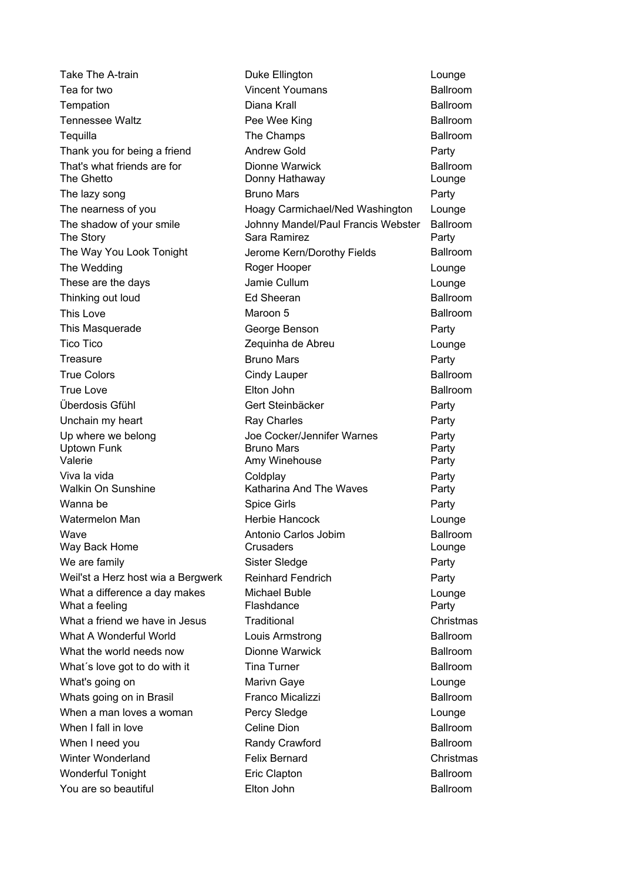| | | |
|---|---|---|
| Take The A-train | Duke Ellington | Lounge |
| Tea for two | Vincent Youmans | Ballroom |
| Tempation | Diana Krall | Ballroom |
| Tennessee Waltz | Pee Wee King | Ballroom |
| Tequilla | The Champs | Ballroom |
| Thank you for being a friend | Andrew Gold | Party |
| That's what friends are for | Dionne Warwick | Ballroom |
| The Ghetto | Donny Hathaway | Lounge |
| The lazy song | Bruno Mars | Party |
| The nearness of you | Hoagy Carmichael/Ned Washington | Lounge |
| The shadow of your smile | Johnny Mandel/Paul Francis Webster | Ballroom |
| The Story | Sara Ramirez | Party |
| The Way You Look Tonight | Jerome Kern/Dorothy Fields | Ballroom |
| The Wedding | Roger Hooper | Lounge |
| These are the days | Jamie Cullum | Lounge |
| Thinking out loud | Ed Sheeran | Ballroom |
| This Love | Maroon 5 | Ballroom |
| This Masquerade | George Benson | Party |
| Tico Tico | Zequinha de Abreu | Lounge |
| Treasure | Bruno Mars | Party |
| True Colors | Cindy Lauper | Ballroom |
| True Love | Elton John | Ballroom |
| Überdosis Gfühl | Gert Steinbäcker | Party |
| Unchain my heart | Ray Charles | Party |
| Up where we belong | Joe Cocker/Jennifer Warnes | Party |
| Uptown Funk | Bruno Mars | Party |
| Valerie | Amy Winehouse | Party |
| Viva la vida | Coldplay | Party |
| Walkin On Sunshine | Katharina And The Waves | Party |
| Wanna be | Spice Girls | Party |
| Watermelon Man | Herbie Hancock | Lounge |
| Wave | Antonio Carlos Jobim | Ballroom |
| Way Back Home | Crusaders | Lounge |
| We are family | Sister Sledge | Party |
| Weil'st a Herz host wia a Bergwerk | Reinhard Fendrich | Party |
| What a difference a day makes | Michael Buble | Lounge |
| What a feeling | Flashdance | Party |
| What a friend we have in Jesus | Traditional | Christmas |
| What A Wonderful World | Louis Armstrong | Ballroom |
| What the world needs now | Dionne Warwick | Ballroom |
| What´s love got to do with it | Tina Turner | Ballroom |
| What's going on | Marivn Gaye | Lounge |
| Whats going on in Brasil | Franco Micalizzi | Ballroom |
| When a man loves a woman | Percy Sledge | Lounge |
| When I fall in love | Celine Dion | Ballroom |
| When I need you | Randy Crawford | Ballroom |
| Winter Wonderland | Felix Bernard | Christmas |
| Wonderful Tonight | Eric Clapton | Ballroom |
| You are so beautiful | Elton John | Ballroom |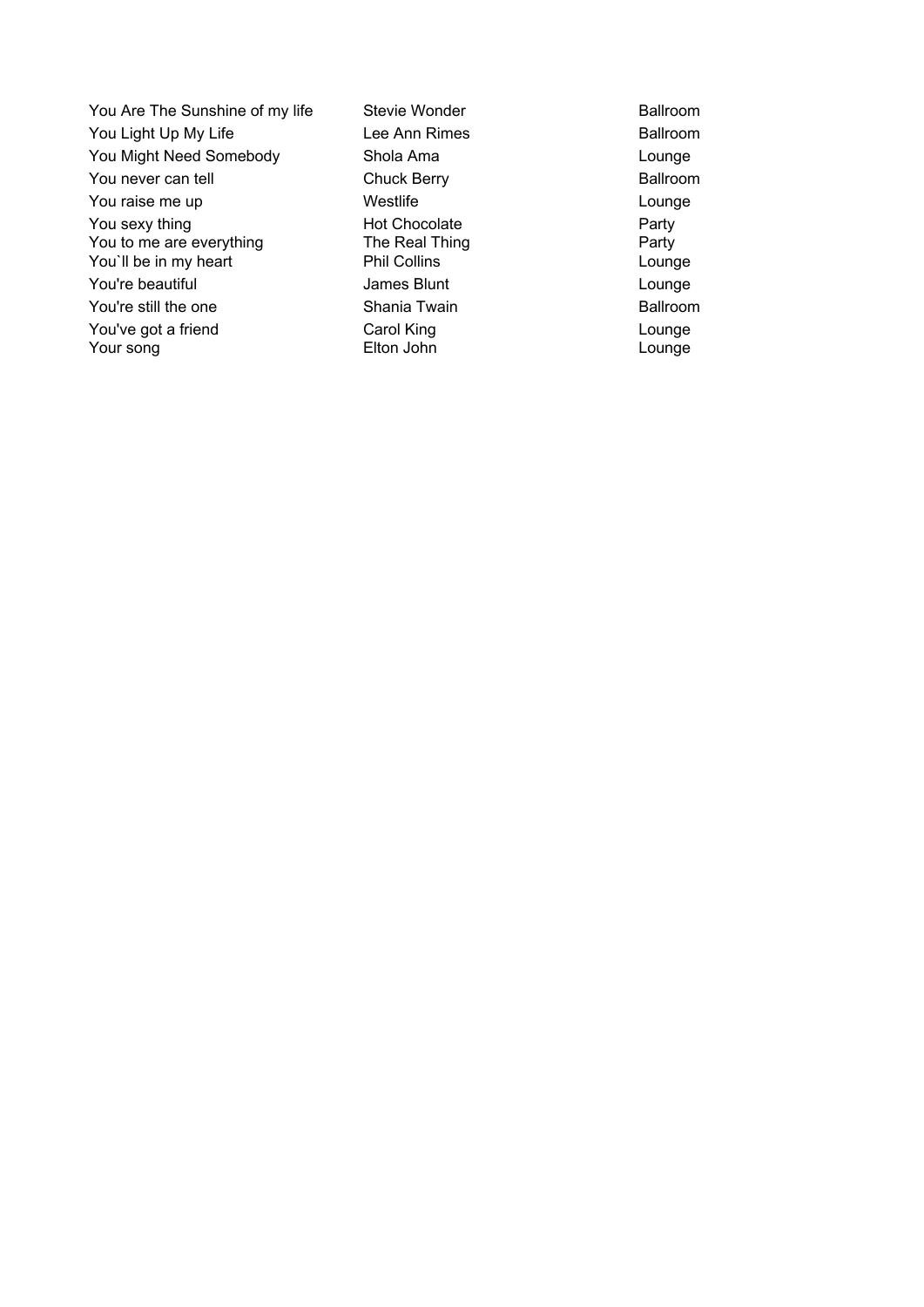| | | |
|---|---|---|
| You Are The Sunshine of my life | Stevie Wonder | Ballroom |
| You Light Up My Life | Lee Ann Rimes | Ballroom |
| You Might Need Somebody | Shola Ama | Lounge |
| You never can tell | Chuck Berry | Ballroom |
| You raise me up | Westlife | Lounge |
| You sexy thing | Hot Chocolate | Party |
| You to me are everything | The Real Thing | Party |
| You`ll be in my heart | Phil Collins | Lounge |
| You're beautiful | James Blunt | Lounge |
| You're still the one | Shania Twain | Ballroom |
| You've got a friend | Carol King | Lounge |
| Your song | Elton John | Lounge |